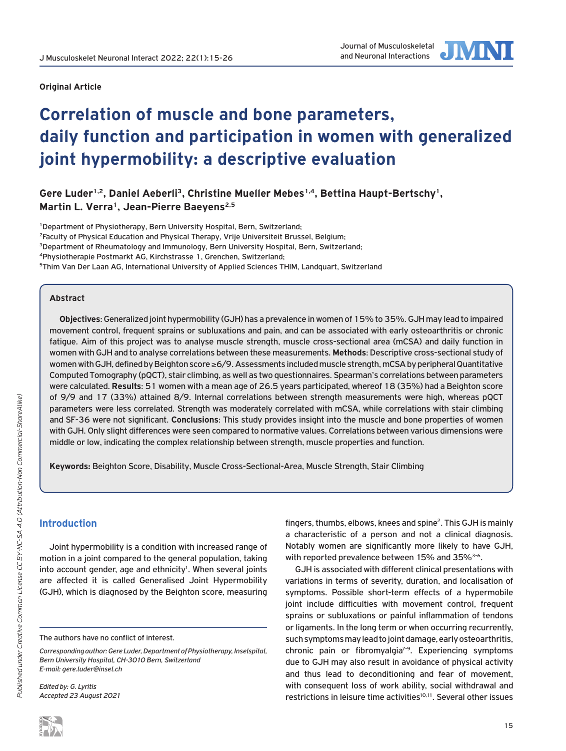Original Article

# Correlation of muscle and bone parameters, daily function and participation in women with generalized joint hypermobility: a descriptive evaluation

**Gere Luder[1,2], Daniel Aeberli[3], Christine Mueller Mebes[1,4], Bettina Haupt-Bertschy[1], Martin L. Verra[1], Jean-Pierre Baeyens[2,5]**

[1]Department of Physiotherapy, Bern University Hospital, Bern, Switzerland;
[2]Faculty of Physical Education and Physical Therapy, Vrije Universiteit Brussel, Belgium;
[3]Department of Rheumatology and Immunology, Bern University Hospital, Bern, Switzerland;
[4]Physiotherapie Postmarkt AG, Kirchstrasse 1, Grenchen, Switzerland;
[5]Thim Van Der Laan AG, International University of Applied Sciences THIM, Landquart, Switzerland

### Abstract

**Objectives**: Generalized joint hypermobility (GJH) has a prevalence in women of 15% to 35%. GJH may lead to impaired movement control, frequent sprains or subluxations and pain, and can be associated with early osteoarthritis or chronic fatigue. Aim of this project was to analyse muscle strength, muscle cross-sectional area (mCSA) and daily function in women with GJH and to analyse correlations between these measurements. **Methods**: Descriptive cross-sectional study of women with GJH, defined by Beighton score ≥6/9. Assessments included muscle strength, mCSA by peripheral Quantitative Computed Tomography (pQCT), stair climbing, as well as two questionnaires. Spearman's correlations between parameters were calculated. **Results**: 51 women with a mean age of 26.5 years participated, whereof 18 (35%) had a Beighton score of 9/9 and 17 (33%) attained 8/9. Internal correlations between strength measurements were high, whereas pQCT parameters were less correlated. Strength was moderately correlated with mCSA, while correlations with stair climbing and SF-36 were not significant. **Conclusions**: This study provides insight into the muscle and bone properties of women with GJH. Only slight differences were seen compared to normative values. Correlations between various dimensions were middle or low, indicating the complex relationship between strength, muscle properties and function.

**Keywords:** Beighton Score, Disability, Muscle Cross-Sectional-Area, Muscle Strength, Stair Climbing

## Introduction

Joint hypermobility is a condition with increased range of motion in a joint compared to the general population, taking into account gender, age and ethnicity[1]. When several joints are affected it is called Generalised Joint Hypermobility (GJH), which is diagnosed by the Beighton score, measuring fingers, thumbs, elbows, knees and spine[2]. This GJH is mainly a characteristic of a person and not a clinical diagnosis. Notably women are significantly more likely to have GJH, with reported prevalence between 15% and 35%[3-6].

GJH is associated with different clinical presentations with variations in terms of severity, duration, and localisation of symptoms. Possible short-term effects of a hypermobile joint include difficulties with movement control, frequent sprains or subluxations or painful inflammation of tendons or ligaments. In the long term or when occurring recurrently, such symptoms may lead to joint damage, early osteoarthritis, chronic pain or fibromyalgia[7-9]. Experiencing symptoms due to GJH may also result in avoidance of physical activity and thus lead to deconditioning and fear of movement, with consequent loss of work ability, social withdrawal and restrictions in leisure time activities[10,11]. Several other issues

The authors have no conflict of interest.

*Corresponding author: Gere Luder, Department of Physiotherapy, Inselspital, Bern University Hospital, CH-3010 Bern, Switzerland*
*E-mail: gere.luder@insel.ch*

*Edited by: G. Lyritis*
*Accepted 23 August 2021*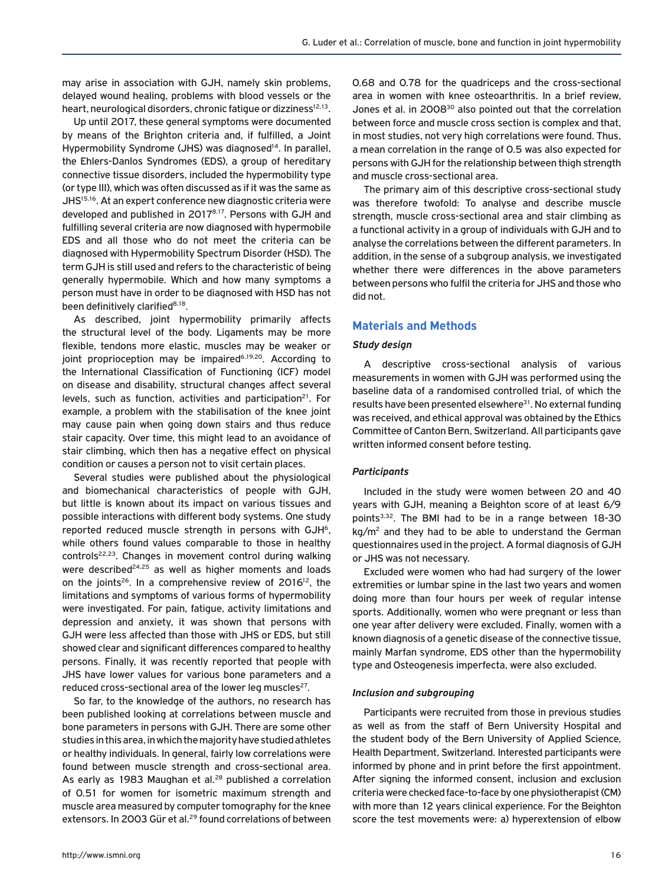may arise in association with GJH, namely skin problems, delayed wound healing, problems with blood vessels or the heart, neurological disorders, chronic fatigue or dizziness[12,13].

Up until 2017, these general symptoms were documented by means of the Brighton criteria and, if fulfilled, a Joint Hypermobility Syndrome (JHS) was diagnosed[14]. In parallel, the Ehlers-Danlos Syndromes (EDS), a group of hereditary connective tissue disorders, included the hypermobility type (or type III), which was often discussed as if it was the same as JHS[15,16]. At an expert conference new diagnostic criteria were developed and published in 2017[8,17]. Persons with GJH and fulfilling several criteria are now diagnosed with hypermobile EDS and all those who do not meet the criteria can be diagnosed with Hypermobility Spectrum Disorder (HSD). The term GJH is still used and refers to the characteristic of being generally hypermobile. Which and how many symptoms a person must have in order to be diagnosed with HSD has not been definitively clarified[8,18].

As described, joint hypermobility primarily affects the structural level of the body. Ligaments may be more flexible, tendons more elastic, muscles may be weaker or joint proprioception may be impaired[6,19,20]. According to the International Classification of Functioning (ICF) model on disease and disability, structural changes affect several levels, such as function, activities and participation[21]. For example, a problem with the stabilisation of the knee joint may cause pain when going down stairs and thus reduce stair capacity. Over time, this might lead to an avoidance of stair climbing, which then has a negative effect on physical condition or causes a person not to visit certain places.

Several studies were published about the physiological and biomechanical characteristics of people with GJH, but little is known about its impact on various tissues and possible interactions with different body systems. One study reported reduced muscle strength in persons with GJH[6], while others found values comparable to those in healthy controls[22,23]. Changes in movement control during walking were described[24,25] as well as higher moments and loads on the joints[26]. In a comprehensive review of 2016[12], the limitations and symptoms of various forms of hypermobility were investigated. For pain, fatigue, activity limitations and depression and anxiety, it was shown that persons with GJH were less affected than those with JHS or EDS, but still showed clear and significant differences compared to healthy persons. Finally, it was recently reported that people with JHS have lower values for various bone parameters and a reduced cross-sectional area of the lower leg muscles[27].

So far, to the knowledge of the authors, no research has been published looking at correlations between muscle and bone parameters in persons with GJH. There are some other studies in this area, in which the majority have studied athletes or healthy individuals. In general, fairly low correlations were found between muscle strength and cross-sectional area. As early as 1983 Maughan et al.[28] published a correlation of 0.51 for women for isometric maximum strength and muscle area measured by computer tomography for the knee extensors. In 2003 Gür et al.[29] found correlations of between 0.68 and 0.78 for the quadriceps and the cross-sectional area in women with knee osteoarthritis. In a brief review, Jones et al. in 2008[30] also pointed out that the correlation between force and muscle cross section is complex and that, in most studies, not very high correlations were found. Thus, a mean correlation in the range of 0.5 was also expected for persons with GJH for the relationship between thigh strength and muscle cross-sectional area.

The primary aim of this descriptive cross-sectional study was therefore twofold: To analyse and describe muscle strength, muscle cross-sectional area and stair climbing as a functional activity in a group of individuals with GJH and to analyse the correlations between the different parameters. In addition, in the sense of a subgroup analysis, we investigated whether there were differences in the above parameters between persons who fulfil the criteria for JHS and those who did not.

## Materials and Methods

### *Study design*

A descriptive cross-sectional analysis of various measurements in women with GJH was performed using the baseline data of a randomised controlled trial, of which the results have been presented elsewhere[31]. No external funding was received, and ethical approval was obtained by the Ethics Committee of Canton Bern, Switzerland. All participants gave written informed consent before testing.

### *Participants*

Included in the study were women between 20 and 40 years with GJH, meaning a Beighton score of at least 6/9 points[3,32]. The BMI had to be in a range between 18-30 kg/m$^2$ and they had to be able to understand the German questionnaires used in the project. A formal diagnosis of GJH or JHS was not necessary.

Excluded were women who had had surgery of the lower extremities or lumbar spine in the last two years and women doing more than four hours per week of regular intense sports. Additionally, women who were pregnant or less than one year after delivery were excluded. Finally, women with a known diagnosis of a genetic disease of the connective tissue, mainly Marfan syndrome, EDS other than the hypermobility type and Osteogenesis imperfecta, were also excluded.

### *Inclusion and subgrouping*

Participants were recruited from those in previous studies as well as from the staff of Bern University Hospital and the student body of the Bern University of Applied Science, Health Department, Switzerland. Interested participants were informed by phone and in print before the first appointment. After signing the informed consent, inclusion and exclusion criteria were checked face-to-face by one physiotherapist (CM) with more than 12 years clinical experience. For the Beighton score the test movements were: a) hyperextension of elbow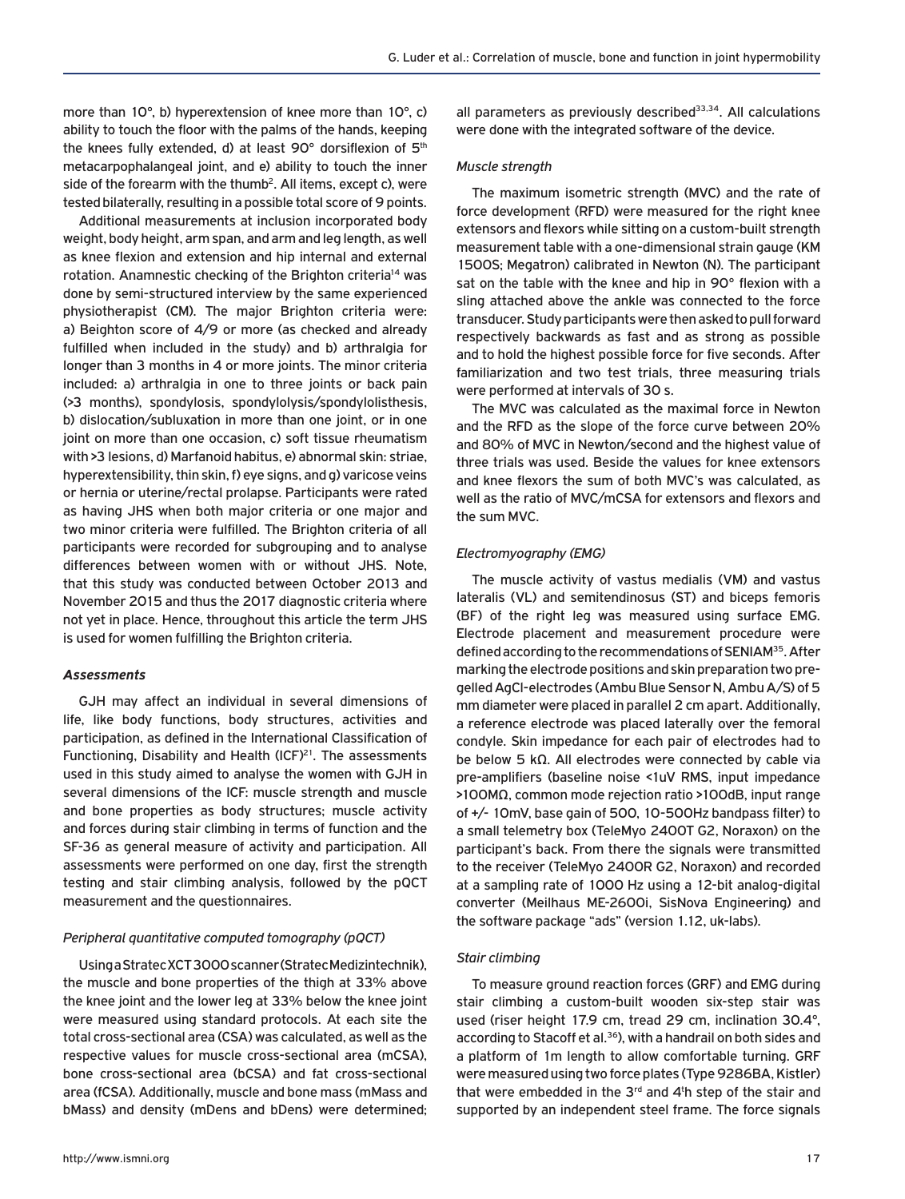more than 10°, b) hyperextension of knee more than 10°, c) ability to touch the floor with the palms of the hands, keeping the knees fully extended, d) at least 90° dorsiflexion of 5th metacarpophalangeal joint, and e) ability to touch the inner side of the forearm with the thumb[2]. All items, except c), were tested bilaterally, resulting in a possible total score of 9 points.

Additional measurements at inclusion incorporated body weight, body height, arm span, and arm and leg length, as well as knee flexion and extension and hip internal and external rotation. Anamnestic checking of the Brighton criteria[14] was done by semi-structured interview by the same experienced physiotherapist (CM). The major Brighton criteria were: a) Beighton score of 4/9 or more (as checked and already fulfilled when included in the study) and b) arthralgia for longer than 3 months in 4 or more joints. The minor criteria included: a) arthralgia in one to three joints or back pain (>3 months), spondylosis, spondylolysis/spondylolisthesis, b) dislocation/subluxation in more than one joint, or in one joint on more than one occasion, c) soft tissue rheumatism with >3 lesions, d) Marfanoid habitus, e) abnormal skin: striae, hyperextensibility, thin skin, f) eye signs, and g) varicose veins or hernia or uterine/rectal prolapse. Participants were rated as having JHS when both major criteria or one major and two minor criteria were fulfilled. The Brighton criteria of all participants were recorded for subgrouping and to analyse differences between women with or without JHS. Note, that this study was conducted between October 2013 and November 2015 and thus the 2017 diagnostic criteria where not yet in place. Hence, throughout this article the term JHS is used for women fulfilling the Brighton criteria.

### Assessments

GJH may affect an individual in several dimensions of life, like body functions, body structures, activities and participation, as defined in the International Classification of Functioning, Disability and Health (ICF)[21]. The assessments used in this study aimed to analyse the women with GJH in several dimensions of the ICF: muscle strength and muscle and bone properties as body structures; muscle activity and forces during stair climbing in terms of function and the SF-36 as general measure of activity and participation. All assessments were performed on one day, first the strength testing and stair climbing analysis, followed by the pQCT measurement and the questionnaires.

#### *Peripheral quantitative computed tomography (pQCT)*

Using a Stratec XCT 3000 scanner (Stratec Medizintechnik), the muscle and bone properties of the thigh at 33% above the knee joint and the lower leg at 33% below the knee joint were measured using standard protocols. At each site the total cross-sectional area (CSA) was calculated, as well as the respective values for muscle cross-sectional area (mCSA), bone cross-sectional area (bCSA) and fat cross-sectional area (fCSA). Additionally, muscle and bone mass (mMass and bMass) and density (mDens and bDens) were determined; all parameters as previously described[33,34]. All calculations were done with the integrated software of the device.

#### *Muscle strength*

The maximum isometric strength (MVC) and the rate of force development (RFD) were measured for the right knee extensors and flexors while sitting on a custom-built strength measurement table with a one-dimensional strain gauge (KM 1500S; Megatron) calibrated in Newton (N). The participant sat on the table with the knee and hip in 90° flexion with a sling attached above the ankle was connected to the force transducer. Study participants were then asked to pull forward respectively backwards as fast and as strong as possible and to hold the highest possible force for five seconds. After familiarization and two test trials, three measuring trials were performed at intervals of 30 s.

The MVC was calculated as the maximal force in Newton and the RFD as the slope of the force curve between 20% and 80% of MVC in Newton/second and the highest value of three trials was used. Beside the values for knee extensors and knee flexors the sum of both MVC's was calculated, as well as the ratio of MVC/mCSA for extensors and flexors and the sum MVC.

#### *Electromyography (EMG)*

The muscle activity of vastus medialis (VM) and vastus lateralis (VL) and semitendinosus (ST) and biceps femoris (BF) of the right leg was measured using surface EMG. Electrode placement and measurement procedure were defined according to the recommendations of SENIAM[35]. After marking the electrode positions and skin preparation two pre-gelled AgCl-electrodes (Ambu Blue Sensor N, Ambu A/S) of 5 mm diameter were placed in parallel 2 cm apart. Additionally, a reference electrode was placed laterally over the femoral condyle. Skin impedance for each pair of electrodes had to be below 5 kΩ. All electrodes were connected by cable via pre-amplifiers (baseline noise <1uV RMS, input impedance >100MΩ, common mode rejection ratio >100dB, input range of +/- 10mV, base gain of 500, 10-500Hz bandpass filter) to a small telemetry box (TeleMyo 2400T G2, Noraxon) on the participant's back. From there the signals were transmitted to the receiver (TeleMyo 2400R G2, Noraxon) and recorded at a sampling rate of 1000 Hz using a 12-bit analog-digital converter (Meilhaus ME-2600i, SisNova Engineering) and the software package "ads" (version 1.12, uk-labs).

#### *Stair climbing*

To measure ground reaction forces (GRF) and EMG during stair climbing a custom-built wooden six-step stair was used (riser height 17.9 cm, tread 29 cm, inclination 30.4°, according to Stacoff et al.[36]), with a handrail on both sides and a platform of 1m length to allow comfortable turning. GRF were measured using two force plates (Type 9286BA, Kistler) that were embedded in the 3rd and 4th step of the stair and supported by an independent steel frame. The force signals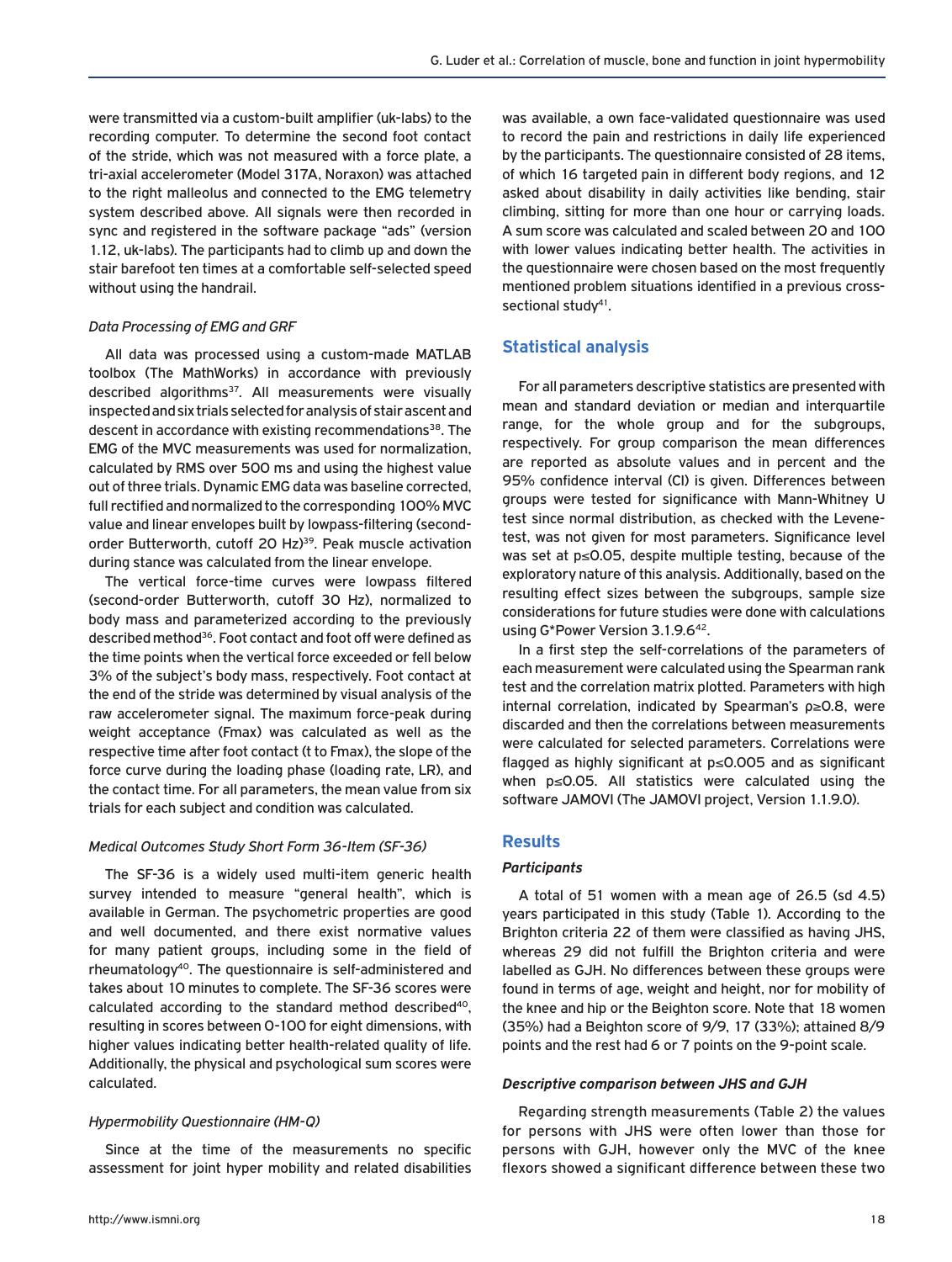were transmitted via a custom-built amplifier (uk-labs) to the recording computer. To determine the second foot contact of the stride, which was not measured with a force plate, a tri-axial accelerometer (Model 317A, Noraxon) was attached to the right malleolus and connected to the EMG telemetry system described above. All signals were then recorded in sync and registered in the software package "ads" (version 1.12, uk-labs). The participants had to climb up and down the stair barefoot ten times at a comfortable self-selected speed without using the handrail.

*Data Processing of EMG and GRF*

All data was processed using a custom-made MATLAB toolbox (The MathWorks) in accordance with previously described algorithms[37]. All measurements were visually inspected and six trials selected for analysis of stair ascent and descent in accordance with existing recommendations[38]. The EMG of the MVC measurements was used for normalization, calculated by RMS over 500 ms and using the highest value out of three trials. Dynamic EMG data was baseline corrected, full rectified and normalized to the corresponding 100% MVC value and linear envelopes built by lowpass-filtering (second-order Butterworth, cutoff 20 Hz)[39]. Peak muscle activation during stance was calculated from the linear envelope.

The vertical force-time curves were lowpass filtered (second-order Butterworth, cutoff 30 Hz), normalized to body mass and parameterized according to the previously described method[36]. Foot contact and foot off were defined as the time points when the vertical force exceeded or fell below 3% of the subject's body mass, respectively. Foot contact at the end of the stride was determined by visual analysis of the raw accelerometer signal. The maximum force-peak during weight acceptance (Fmax) was calculated as well as the respective time after foot contact (t to Fmax), the slope of the force curve during the loading phase (loading rate, LR), and the contact time. For all parameters, the mean value from six trials for each subject and condition was calculated.

*Medical Outcomes Study Short Form 36-Item (SF-36)*

The SF-36 is a widely used multi-item generic health survey intended to measure "general health", which is available in German. The psychometric properties are good and well documented, and there exist normative values for many patient groups, including some in the field of rheumatology[40]. The questionnaire is self-administered and takes about 10 minutes to complete. The SF-36 scores were calculated according to the standard method described[40], resulting in scores between 0-100 for eight dimensions, with higher values indicating better health-related quality of life. Additionally, the physical and psychological sum scores were calculated.

*Hypermobility Questionnaire (HM-Q)*

Since at the time of the measurements no specific assessment for joint hyper mobility and related disabilities was available, a own face-validated questionnaire was used to record the pain and restrictions in daily life experienced by the participants. The questionnaire consisted of 28 items, of which 16 targeted pain in different body regions, and 12 asked about disability in daily activities like bending, stair climbing, sitting for more than one hour or carrying loads. A sum score was calculated and scaled between 20 and 100 with lower values indicating better health. The activities in the questionnaire were chosen based on the most frequently mentioned problem situations identified in a previous cross-sectional study[41].

## Statistical analysis

For all parameters descriptive statistics are presented with mean and standard deviation or median and interquartile range, for the whole group and for the subgroups, respectively. For group comparison the mean differences are reported as absolute values and in percent and the 95% confidence interval (CI) is given. Differences between groups were tested for significance with Mann-Whitney U test since normal distribution, as checked with the Levene-test, was not given for most parameters. Significance level was set at $p \leq 0.05$, despite multiple testing, because of the exploratory nature of this analysis. Additionally, based on the resulting effect sizes between the subgroups, sample size considerations for future studies were done with calculations using G*Power Version 3.1.9.6[42].

In a first step the self-correlations of the parameters of each measurement were calculated using the Spearman rank test and the correlation matrix plotted. Parameters with high internal correlation, indicated by Spearman's $\rho \geq 0.8$, were discarded and then the correlations between measurements were calculated for selected parameters. Correlations were flagged as highly significant at $p \leq 0.005$ and as significant when $p \leq 0.05$. All statistics were calculated using the software JAMOVI (The JAMOVI project, Version 1.1.9.0).

## Results

### *Participants*

A total of 51 women with a mean age of 26.5 (sd 4.5) years participated in this study (Table 1). According to the Brighton criteria 22 of them were classified as having JHS, whereas 29 did not fulfill the Brighton criteria and were labelled as GJH. No differences between these groups were found in terms of age, weight and height, nor for mobility of the knee and hip or the Beighton score. Note that 18 women (35%) had a Beighton score of 9/9, 17 (33%); attained 8/9 points and the rest had 6 or 7 points on the 9-point scale.

### *Descriptive comparison between JHS and GJH*

Regarding strength measurements (Table 2) the values for persons with JHS were often lower than those for persons with GJH, however only the MVC of the knee flexors showed a significant difference between these two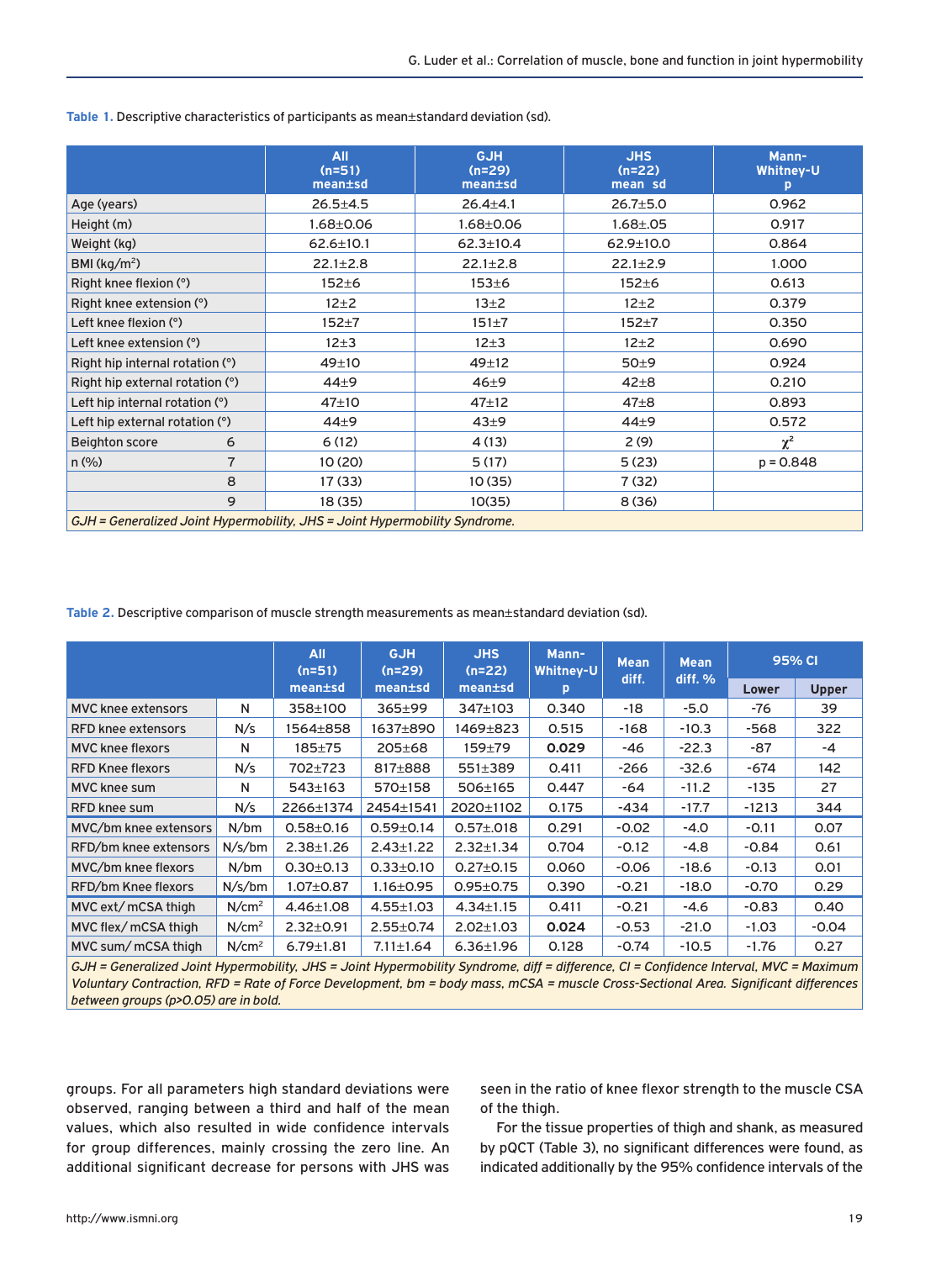**Table 1.** Descriptive characteristics of participants as mean±standard deviation (sd).

| | | All (n=51) mean±sd | GJH (n=29) mean±sd | JHS (n=22) mean sd | Mann-Whitney-U p |
|---|---|---|---|---|---|
| Age (years) | | 26.5±4.5 | 26.4±4.1 | 26.7±5.0 | 0.962 |
| Height (m) | | 1.68±0.06 | 1.68±0.06 | 1.68±.05 | 0.917 |
| Weight (kg) | | 62.6±10.1 | 62.3±10.4 | 62.9±10.0 | 0.864 |
| BMI (kg/m²) | | 22.1±2.8 | 22.1±2.8 | 22.1±2.9 | 1.000 |
| Right knee flexion (°) | | 152±6 | 153±6 | 152±6 | 0.613 |
| Right knee extension (°) | | 12±2 | 13±2 | 12±2 | 0.379 |
| Left knee flexion (°) | | 152±7 | 151±7 | 152±7 | 0.350 |
| Left knee extension (°) | | 12±3 | 12±3 | 12±2 | 0.690 |
| Right hip internal rotation (°) | | 49±10 | 49±12 | 50±9 | 0.924 |
| Right hip external rotation (°) | | 44±9 | 46±9 | 42±8 | 0.210 |
| Left hip internal rotation (°) | | 47±10 | 47±12 | 47±8 | 0.893 |
| Left hip external rotation (°) | | 44±9 | 43±9 | 44±9 | 0.572 |
| Beighton score | 6 | 6 (12) | 4 (13) | 2 (9) | $\chi^2$ |
| n (%) | 7 | 10 (20) | 5 (17) | 5 (23) | p = 0.848 |
| | 8 | 17 (33) | 10 (35) | 7 (32) | |
| | 9 | 18 (35) | 10(35) | 8 (36) | |

*GJH = Generalized Joint Hypermobility, JHS = Joint Hypermobility Syndrome.*

**Table 2.** Descriptive comparison of muscle strength measurements as mean±standard deviation (sd).

| | | All (n=51) mean±sd | GJH (n=29) mean±sd | JHS (n=22) mean±sd | Mann-Whitney-U p | Mean diff. | Mean diff. % | 95% CI | |
|---|---|---|---|---|---|---|---|---|---|
| | | | | | | | | Lower | Upper |
| MVC knee extensors | N | 358±100 | 365±99 | 347±103 | 0.340 | -18 | -5.0 | -76 | 39 |
| RFD knee extensors | N/s | 1564±858 | 1637±890 | 1469±823 | 0.515 | -168 | -10.3 | -568 | 322 |
| MVC knee flexors | N | 185±75 | 205±68 | 159±79 | **0.029** | -46 | -22.3 | -87 | -4 |
| RFD Knee flexors | N/s | 702±723 | 817±888 | 551±389 | 0.411 | -266 | -32.6 | -674 | 142 |
| MVC knee sum | N | 543±163 | 570±158 | 506±165 | 0.447 | -64 | -11.2 | -135 | 27 |
| RFD knee sum | N/s | 2266±1374 | 2454±1541 | 2020±1102 | 0.175 | -434 | -17.7 | -1213 | 344 |
| MVC/bm knee extensors | N/bm | 0.58±0.16 | 0.59±0.14 | 0.57±.018 | 0.291 | -0.02 | -4.0 | -0.11 | 0.07 |
| RFD/bm knee extensors | N/s/bm | 2.38±1.26 | 2.43±1.22 | 2.32±1.34 | 0.704 | -0.12 | -4.8 | -0.84 | 0.61 |
| MVC/bm knee flexors | N/bm | 0.30±0.13 | 0.33±0.10 | 0.27±0.15 | 0.060 | -0.06 | -18.6 | -0.13 | 0.01 |
| RFD/bm Knee flexors | N/s/bm | 1.07±0.87 | 1.16±0.95 | 0.95±0.75 | 0.390 | -0.21 | -18.0 | -0.70 | 0.29 |
| MVC ext/ mCSA thigh | N/cm² | 4.46±1.08 | 4.55±1.03 | 4.34±1.15 | 0.411 | -0.21 | -4.6 | -0.83 | 0.40 |
| MVC flex/ mCSA thigh | N/cm² | 2.32±0.91 | 2.55±0.74 | 2.02±1.03 | **0.024** | -0.53 | -21.0 | -1.03 | -0.04 |
| MVC sum/ mCSA thigh | N/cm² | 6.79±1.81 | 7.11±1.64 | 6.36±1.96 | 0.128 | -0.74 | -10.5 | -1.76 | 0.27 |

*GJH = Generalized Joint Hypermobility, JHS = Joint Hypermobility Syndrome, diff = difference, CI = Confidence Interval, MVC = Maximum Voluntary Contraction, RFD = Rate of Force Development, bm = body mass, mCSA = muscle Cross-Sectional Area. Significant differences between groups (p>0.05) are in bold.*

groups. For all parameters high standard deviations were observed, ranging between a third and half of the mean values, which also resulted in wide confidence intervals for group differences, mainly crossing the zero line. An additional significant decrease for persons with JHS was seen in the ratio of knee flexor strength to the muscle CSA of the thigh.

For the tissue properties of thigh and shank, as measured by pQCT (Table 3), no significant differences were found, as indicated additionally by the 95% confidence intervals of the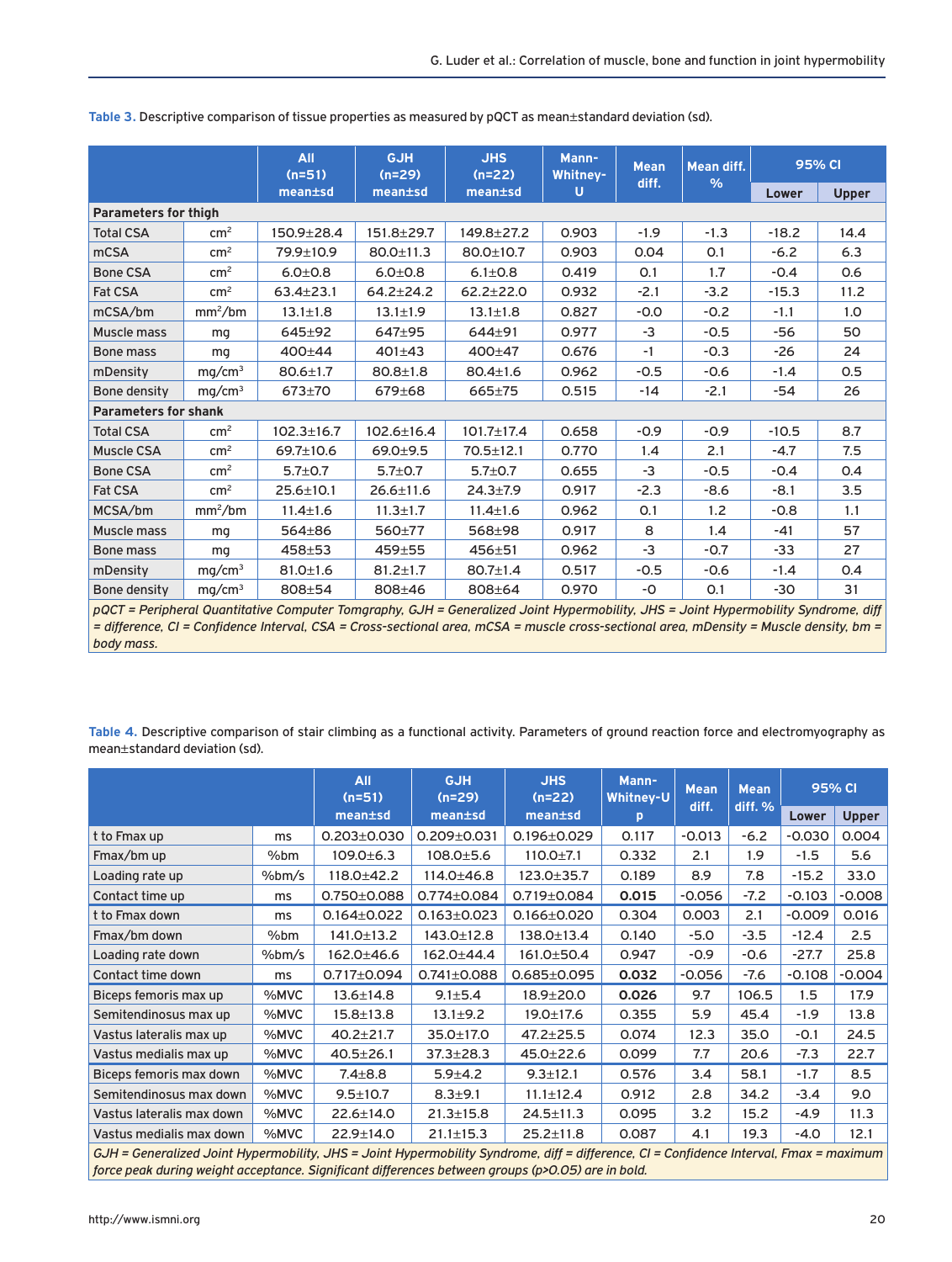**Table 3.** Descriptive comparison of tissue properties as measured by pQCT as mean±standard deviation (sd).

| | | All (n=51) mean±sd | GJH (n=29) mean±sd | JHS (n=22) mean±sd | Mann-Whitney-U | Mean diff. | Mean diff. % | 95% CI | |
|---|---|---|---|---|---|---|---|---|---|
| | | | | | | | | Lower | Upper |
| **Parameters for thigh** | | | | | | | | | |
| Total CSA | $cm^2$ | 150.9±28.4 | 151.8±29.7 | 149.8±27.2 | 0.903 | -1.9 | -1.3 | -18.2 | 14.4 |
| mCSA | $cm^2$ | 79.9±10.9 | 80.0±11.3 | 80.0±10.7 | 0.903 | 0.04 | 0.1 | -6.2 | 6.3 |
| Bone CSA | $cm^2$ | 6.0±0.8 | 6.0±0.8 | 6.1±0.8 | 0.419 | 0.1 | 1.7 | -0.4 | 0.6 |
| Fat CSA | $cm^2$ | 63.4±23.1 | 64.2±24.2 | 62.2±22.0 | 0.932 | -2.1 | -3.2 | -15.3 | 11.2 |
| mCSA/bm | $mm^2$/bm | 13.1±1.8 | 13.1±1.9 | 13.1±1.8 | 0.827 | -0.0 | -0.2 | -1.1 | 1.0 |
| Muscle mass | mg | 645±92 | 647±95 | 644±91 | 0.977 | -3 | -0.5 | -56 | 50 |
| Bone mass | mg | 400±44 | 401±43 | 400±47 | 0.676 | -1 | -0.3 | -26 | 24 |
| mDensity | $mg/cm^3$ | 80.6±1.7 | 80.8±1.8 | 80.4±1.6 | 0.962 | -0.5 | -0.6 | -1.4 | 0.5 |
| Bone density | $mg/cm^3$ | 673±70 | 679±68 | 665±75 | 0.515 | -14 | -2.1 | -54 | 26 |
| **Parameters for shank** | | | | | | | | | |
| Total CSA | $cm^2$ | 102.3±16.7 | 102.6±16.4 | 101.7±17.4 | 0.658 | -0.9 | -0.9 | -10.5 | 8.7 |
| Muscle CSA | $cm^2$ | 69.7±10.6 | 69.0±9.5 | 70.5±12.1 | 0.770 | 1.4 | 2.1 | -4.7 | 7.5 |
| Bone CSA | $cm^2$ | 5.7±0.7 | 5.7±0.7 | 5.7±0.7 | 0.655 | -3 | -0.5 | -0.4 | 0.4 |
| Fat CSA | $cm^2$ | 25.6±10.1 | 26.6±11.6 | 24.3±7.9 | 0.917 | -2.3 | -8.6 | -8.1 | 3.5 |
| MCSA/bm | $mm^2$/bm | 11.4±1.6 | 11.3±1.7 | 11.4±1.6 | 0.962 | 0.1 | 1.2 | -0.8 | 1.1 |
| Muscle mass | mg | 564±86 | 560±77 | 568±98 | 0.917 | 8 | 1.4 | -41 | 57 |
| Bone mass | mg | 458±53 | 459±55 | 456±51 | 0.962 | -3 | -0.7 | -33 | 27 |
| mDensity | $mg/cm^3$ | 81.0±1.6 | 81.2±1.7 | 80.7±1.4 | 0.517 | -0.5 | -0.6 | -1.4 | 0.4 |
| Bone density | $mg/cm^3$ | 808±54 | 808±46 | 808±64 | 0.970 | -0 | 0.1 | -30 | 31 |

*pQCT = Peripheral Quantitative Computer Tomgraphy, GJH = Generalized Joint Hypermobility, JHS = Joint Hypermobility Syndrome, diff = difference, CI = Confidence Interval, CSA = Cross-sectional area, mCSA = muscle cross-sectional area, mDensity = Muscle density, bm = body mass.*

**Table 4.** Descriptive comparison of stair climbing as a functional activity. Parameters of ground reaction force and electromyography as mean±standard deviation (sd).

| | | All (n=51) mean±sd | GJH (n=29) mean±sd | JHS (n=22) mean±sd | Mann-Whitney-U p | Mean diff. | Mean diff. % | 95% CI | |
|---|---|---|---|---|---|---|---|---|---|
| | | | | | | | | Lower | Upper |
| t to Fmax up | ms | 0.203±0.030 | 0.209±0.031 | 0.196±0.029 | 0.117 | -0.013 | -6.2 | -0.030 | 0.004 |
| Fmax/bm up | %bm | 109.0±6.3 | 108.0±5.6 | 110.0±7.1 | 0.332 | 2.1 | 1.9 | -1.5 | 5.6 |
| Loading rate up | %bm/s | 118.0±42.2 | 114.0±46.8 | 123.0±35.7 | 0.189 | 8.9 | 7.8 | -15.2 | 33.0 |
| Contact time up | ms | 0.750±0.088 | 0.774±0.084 | 0.719±0.084 | **0.015** | -0.056 | -7.2 | -0.103 | -0.008 |
| t to Fmax down | ms | 0.164±0.022 | 0.163±0.023 | 0.166±0.020 | 0.304 | 0.003 | 2.1 | -0.009 | 0.016 |
| Fmax/bm down | %bm | 141.0±13.2 | 143.0±12.8 | 138.0±13.4 | 0.140 | -5.0 | -3.5 | -12.4 | 2.5 |
| Loading rate down | %bm/s | 162.0±46.6 | 162.0±44.4 | 161.0±50.4 | 0.947 | -0.9 | -0.6 | -27.7 | 25.8 |
| Contact time down | ms | 0.717±0.094 | 0.741±0.088 | 0.685±0.095 | **0.032** | -0.056 | -7.6 | -0.108 | -0.004 |
| Biceps femoris max up | %MVC | 13.6±14.8 | 9.1±5.4 | 18.9±20.0 | **0.026** | 9.7 | 106.5 | 1.5 | 17.9 |
| Semitendinosus max up | %MVC | 15.8±13.8 | 13.1±9.2 | 19.0±17.6 | 0.355 | 5.9 | 45.4 | -1.9 | 13.8 |
| Vastus lateralis max up | %MVC | 40.2±21.7 | 35.0±17.0 | 47.2±25.5 | 0.074 | 12.3 | 35.0 | -0.1 | 24.5 |
| Vastus medialis max up | %MVC | 40.5±26.1 | 37.3±28.3 | 45.0±22.6 | 0.099 | 7.7 | 20.6 | -7.3 | 22.7 |
| Biceps femoris max down | %MVC | 7.4±8.8 | 5.9±4.2 | 9.3±12.1 | 0.576 | 3.4 | 58.1 | -1.7 | 8.5 |
| Semitendinosus max down | %MVC | 9.5±10.7 | 8.3±9.1 | 11.1±12.4 | 0.912 | 2.8 | 34.2 | -3.4 | 9.0 |
| Vastus lateralis max down | %MVC | 22.6±14.0 | 21.3±15.8 | 24.5±11.3 | 0.095 | 3.2 | 15.2 | -4.9 | 11.3 |
| Vastus medialis max down | %MVC | 22.9±14.0 | 21.1±15.3 | 25.2±11.8 | 0.087 | 4.1 | 19.3 | -4.0 | 12.1 |

*GJH = Generalized Joint Hypermobility, JHS = Joint Hypermobility Syndrome, diff = difference, CI = Confidence Interval, Fmax = maximum force peak during weight acceptance. Significant differences between groups (p>0.05) are in bold.*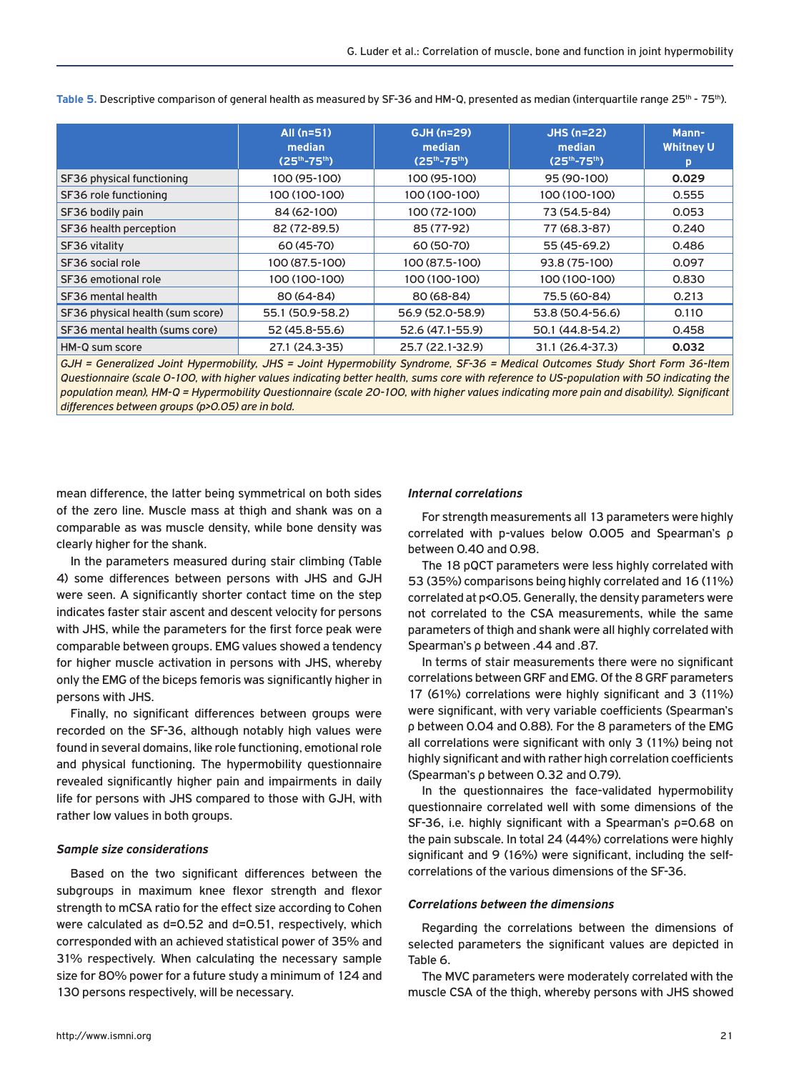**Table 5.** Descriptive comparison of general health as measured by SF-36 and HM-Q, presented as median (interquartile range 25th - 75th).

| | All (n=51) median (25th-75th) | GJH (n=29) median (25th-75th) | JHS (n=22) median (25th-75th) | Mann-Whitney U p |
|---|---|---|---|---|
| SF36 physical functioning | 100 (95-100) | 100 (95-100) | 95 (90-100) | **0.029** |
| SF36 role functioning | 100 (100-100) | 100 (100-100) | 100 (100-100) | 0.555 |
| SF36 bodily pain | 84 (62-100) | 100 (72-100) | 73 (54.5-84) | 0.053 |
| SF36 health perception | 82 (72-89.5) | 85 (77-92) | 77 (68.3-87) | 0.240 |
| SF36 vitality | 60 (45-70) | 60 (50-70) | 55 (45-69.2) | 0.486 |
| SF36 social role | 100 (87.5-100) | 100 (87.5-100) | 93.8 (75-100) | 0.097 |
| SF36 emotional role | 100 (100-100) | 100 (100-100) | 100 (100-100) | 0.830 |
| SF36 mental health | 80 (64-84) | 80 (68-84) | 75.5 (60-84) | 0.213 |
| SF36 physical health (sum score) | 55.1 (50.9-58.2) | 56.9 (52.0-58.9) | 53.8 (50.4-56.6) | 0.110 |
| SF36 mental health (sums core) | 52 (45.8-55.6) | 52.6 (47.1-55.9) | 50.1 (44.8-54.2) | 0.458 |
| HM-Q sum score | 27.1 (24.3-35) | 25.7 (22.1-32.9) | 31.1 (26.4-37.3) | **0.032** |

*GJH = Generalized Joint Hypermobility, JHS = Joint Hypermobility Syndrome, SF-36 = Medical Outcomes Study Short Form 36-Item Questionnaire (scale 0-100, with higher values indicating better health, sums core with reference to US-population with 50 indicating the population mean), HM-Q = Hypermobility Questionnaire (scale 20-100, with higher values indicating more pain and disability). Significant differences between groups (p>0.05) are in bold.*

mean difference, the latter being symmetrical on both sides of the zero line. Muscle mass at thigh and shank was on a comparable as was muscle density, while bone density was clearly higher for the shank.

In the parameters measured during stair climbing (Table 4) some differences between persons with JHS and GJH were seen. A significantly shorter contact time on the step indicates faster stair ascent and descent velocity for persons with JHS, while the parameters for the first force peak were comparable between groups. EMG values showed a tendency for higher muscle activation in persons with JHS, whereby only the EMG of the biceps femoris was significantly higher in persons with JHS.

Finally, no significant differences between groups were recorded on the SF-36, although notably high values were found in several domains, like role functioning, emotional role and physical functioning. The hypermobility questionnaire revealed significantly higher pain and impairments in daily life for persons with JHS compared to those with GJH, with rather low values in both groups.

### *Sample size considerations*

Based on the two significant differences between the subgroups in maximum knee flexor strength and flexor strength to mCSA ratio for the effect size according to Cohen were calculated as d=0.52 and d=0.51, respectively, which corresponded with an achieved statistical power of 35% and 31% respectively. When calculating the necessary sample size for 80% power for a future study a minimum of 124 and 130 persons respectively, will be necessary.

### *Internal correlations*

For strength measurements all 13 parameters were highly correlated with p-values below 0.005 and Spearman's ρ between 0.40 and 0.98.

The 18 pQCT parameters were less highly correlated with 53 (35%) comparisons being highly correlated and 16 (11%) correlated at p<0.05. Generally, the density parameters were not correlated to the CSA measurements, while the same parameters of thigh and shank were all highly correlated with Spearman's ρ between .44 and .87.

In terms of stair measurements there were no significant correlations between GRF and EMG. Of the 8 GRF parameters 17 (61%) correlations were highly significant and 3 (11%) were significant, with very variable coefficients (Spearman's ρ between 0.04 and 0.88). For the 8 parameters of the EMG all correlations were significant with only 3 (11%) being not highly significant and with rather high correlation coefficients (Spearman's ρ between 0.32 and 0.79).

In the questionnaires the face-validated hypermobility questionnaire correlated well with some dimensions of the SF-36, i.e. highly significant with a Spearman's ρ=0.68 on the pain subscale. In total 24 (44%) correlations were highly significant and 9 (16%) were significant, including the self-correlations of the various dimensions of the SF-36.

### *Correlations between the dimensions*

Regarding the correlations between the dimensions of selected parameters the significant values are depicted in Table 6.

The MVC parameters were moderately correlated with the muscle CSA of the thigh, whereby persons with JHS showed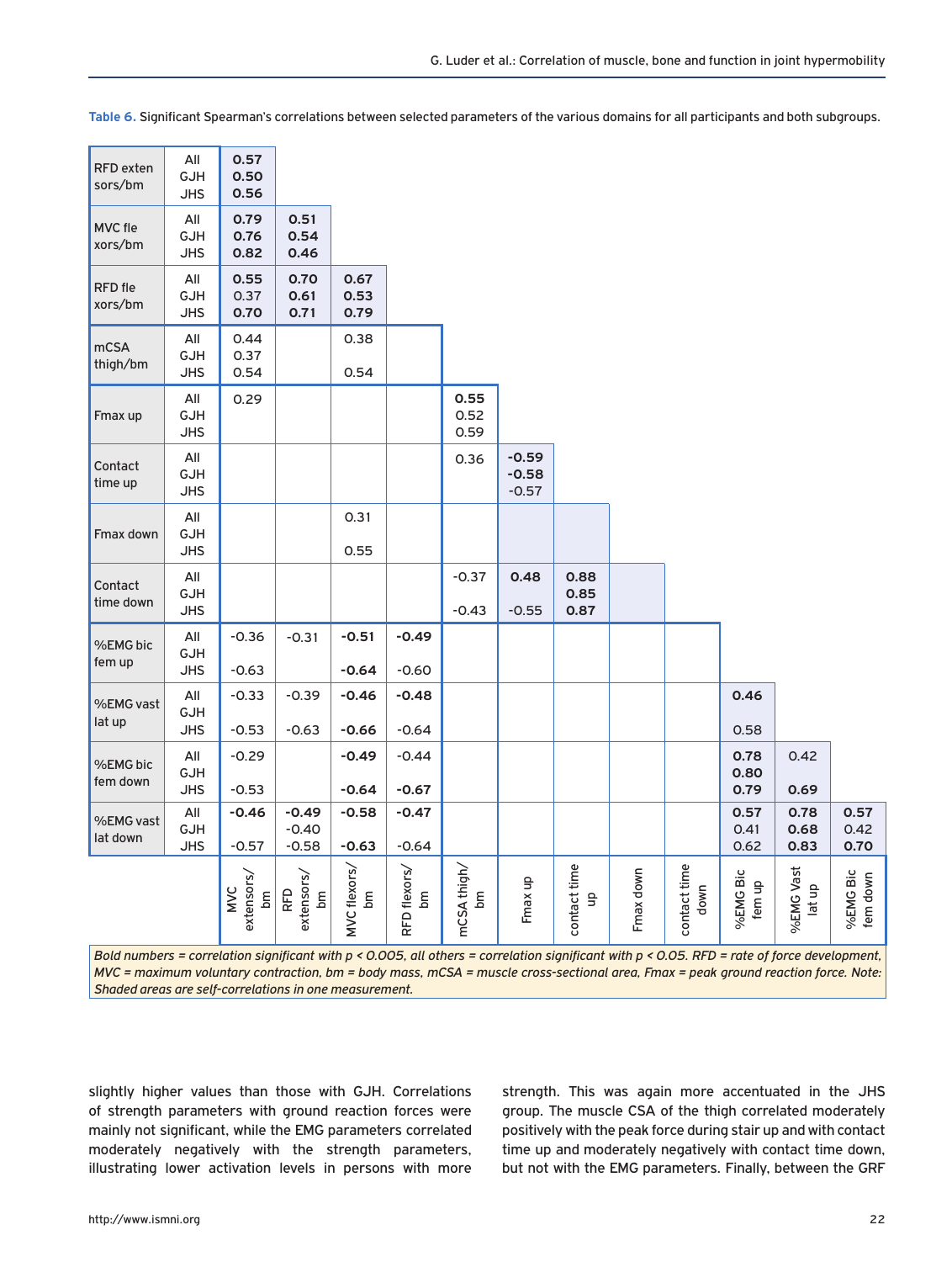**Table 6.** Significant Spearman's correlations between selected parameters of the various domains for all participants and both subgroups.

| Parameter | Group | MVC extensors/bm | RFD extensors/bm | MVC flexors/bm | RFD flexors/bm | mCSA thigh/bm | Fmax up | contact time up | Fmax down | contact time down | %EMG Bic fem up | %EMG Vast lat up | %EMG Bic fem down |
|---|---|---|---|---|---|---|---|---|---|---|---|---|---|
| RFD extensors/bm | All | **0.57** | | | | | | | | | | | |
| | GJH | **0.50** | | | | | | | | | | | |
| | JHS | **0.56** | | | | | | | | | | | |
| MVC flexors/bm | All | **0.79** | **0.51** | | | | | | | | | | |
| | GJH | **0.76** | **0.54** | | | | | | | | | | |
| | JHS | **0.82** | **0.46** | | | | | | | | | | |
| RFD flexors/bm | All | **0.55** | **0.70** | **0.67** | | | | | | | | | |
| | GJH | 0.37 | **0.61** | **0.53** | | | | | | | | | |
| | JHS | **0.70** | **0.71** | **0.79** | | | | | | | | | |
| mCSA thigh/bm | All | 0.44 | | 0.38 | | | | | | | | | |
| | GJH | 0.37 | | | | | | | | | | | |
| | JHS | 0.54 | | 0.54 | | | | | | | | | |
| Fmax up | All | 0.29 | | | | **0.55** | | | | | | | |
| | GJH | | | | | 0.52 | | | | | | | |
| | JHS | | | | | 0.59 | | | | | | | |
| Contact time up | All | | | | | 0.36 | **-0.59** | | | | | | |
| | GJH | | | | | | **-0.58** | | | | | | |
| | JHS | | | | | | -0.57 | | | | | | |
| Fmax down | All | | | 0.31 | | | | | | | | | |
| | GJH | | | | | | | | | | | | |
| | JHS | | | 0.55 | | | | | | | | | |
| Contact time down | All | | | | | -0.37 | **0.48** | **0.88** | | | | | |
| | GJH | | | | | | | **0.85** | | | | | |
| | JHS | | | | | -0.43 | -0.55 | **0.87** | | | | | |
| %EMG bic fem up | All | -0.36 | -0.31 | **-0.51** | **-0.49** | | | | | | | | |
| | GJH | | | | | | | | | | | | |
| | JHS | -0.63 | | **-0.64** | -0.60 | | | | | | | | |
| %EMG vast lat up | All | -0.33 | -0.39 | **-0.46** | **-0.48** | | | | | | **0.46** | | |
| | GJH | | | | | | | | | | | | |
| | JHS | -0.53 | -0.63 | **-0.66** | -0.64 | | | | | | 0.58 | | |
| %EMG bic fem down | All | -0.29 | | **-0.49** | -0.44 | | | | | | **0.78** | 0.42 | |
| | GJH | | | | | | | | | | **0.80** | | |
| | JHS | -0.53 | | **-0.64** | **-0.67** | | | | | | **0.79** | **0.69** | |
| %EMG vast lat down | All | **-0.46** | **-0.49** | **-0.58** | **-0.47** | | | | | | **0.57** | **0.78** | **0.57** |
| | GJH | | -0.40 | | | | | | | | 0.41 | **0.68** | 0.42 |
| | JHS | -0.57 | -0.58 | **-0.63** | -0.64 | | | | | | 0.62 | **0.83** | **0.70** |

*Bold numbers = correlation significant with p < 0.005, all others = correlation significant with p < 0.05. RFD = rate of force development, MVC = maximum voluntary contraction, bm = body mass, mCSA = muscle cross-sectional area, Fmax = peak ground reaction force. Note: Shaded areas are self-correlations in one measurement.*

slightly higher values than those with GJH. Correlations of strength parameters with ground reaction forces were mainly not significant, while the EMG parameters correlated moderately negatively with the strength parameters, illustrating lower activation levels in persons with more strength. This was again more accentuated in the JHS group. The muscle CSA of the thigh correlated moderately positively with the peak force during stair up and with contact time up and moderately negatively with contact time down, but not with the EMG parameters. Finally, between the GRF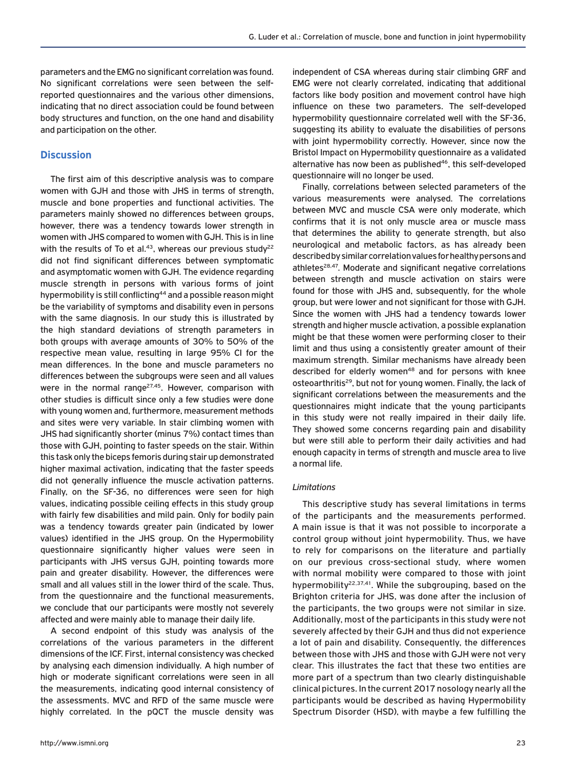parameters and the EMG no significant correlation was found. No significant correlations were seen between the self-reported questionnaires and the various other dimensions, indicating that no direct association could be found between body structures and function, on the one hand and disability and participation on the other.

## Discussion

The first aim of this descriptive analysis was to compare women with GJH and those with JHS in terms of strength, muscle and bone properties and functional activities. The parameters mainly showed no differences between groups, however, there was a tendency towards lower strength in women with JHS compared to women with GJH. This is in line with the results of To et al.[43], whereas our previous study[22] did not find significant differences between symptomatic and asymptomatic women with GJH. The evidence regarding muscle strength in persons with various forms of joint hypermobility is still conflicting[44] and a possible reason might be the variability of symptoms and disability even in persons with the same diagnosis. In our study this is illustrated by the high standard deviations of strength parameters in both groups with average amounts of 30% to 50% of the respective mean value, resulting in large 95% CI for the mean differences. In the bone and muscle parameters no differences between the subgroups were seen and all values were in the normal range[27,45]. However, comparison with other studies is difficult since only a few studies were done with young women and, furthermore, measurement methods and sites were very variable. In stair climbing women with JHS had significantly shorter (minus 7%) contact times than those with GJH, pointing to faster speeds on the stair. Within this task only the biceps femoris during stair up demonstrated higher maximal activation, indicating that the faster speeds did not generally influence the muscle activation patterns. Finally, on the SF-36, no differences were seen for high values, indicating possible ceiling effects in this study group with fairly few disabilities and mild pain. Only for bodily pain was a tendency towards greater pain (indicated by lower values) identified in the JHS group. On the Hypermobility questionnaire significantly higher values were seen in participants with JHS versus GJH, pointing towards more pain and greater disability. However, the differences were small and all values still in the lower third of the scale. Thus, from the questionnaire and the functional measurements, we conclude that our participants were mostly not severely affected and were mainly able to manage their daily life.

A second endpoint of this study was analysis of the correlations of the various parameters in the different dimensions of the ICF. First, internal consistency was checked by analysing each dimension individually. A high number of high or moderate significant correlations were seen in all the measurements, indicating good internal consistency of the assessments. MVC and RFD of the same muscle were highly correlated. In the pQCT the muscle density was independent of CSA whereas during stair climbing GRF and EMG were not clearly correlated, indicating that additional factors like body position and movement control have high influence on these two parameters. The self-developed hypermobility questionnaire correlated well with the SF-36, suggesting its ability to evaluate the disabilities of persons with joint hypermobility correctly. However, since now the Bristol Impact on Hypermobility questionnaire as a validated alternative has now been as published[46], this self-developed questionnaire will no longer be used.

Finally, correlations between selected parameters of the various measurements were analysed. The correlations between MVC and muscle CSA were only moderate, which confirms that it is not only muscle area or muscle mass that determines the ability to generate strength, but also neurological and metabolic factors, as has already been described by similar correlation values for healthy persons and athletes[28,47]. Moderate and significant negative correlations between strength and muscle activation on stairs were found for those with JHS and, subsequently, for the whole group, but were lower and not significant for those with GJH. Since the women with JHS had a tendency towards lower strength and higher muscle activation, a possible explanation might be that these women were performing closer to their limit and thus using a consistently greater amount of their maximum strength. Similar mechanisms have already been described for elderly women[48] and for persons with knee osteoarthritis[29], but not for young women. Finally, the lack of significant correlations between the measurements and the questionnaires might indicate that the young participants in this study were not really impaired in their daily life. They showed some concerns regarding pain and disability but were still able to perform their daily activities and had enough capacity in terms of strength and muscle area to live a normal life.

### *Limitations*

This descriptive study has several limitations in terms of the participants and the measurements performed. A main issue is that it was not possible to incorporate a control group without joint hypermobility. Thus, we have to rely for comparisons on the literature and partially on our previous cross-sectional study, where women with normal mobility were compared to those with joint hypermobility[22,37,41]. While the subgrouping, based on the Brighton criteria for JHS, was done after the inclusion of the participants, the two groups were not similar in size. Additionally, most of the participants in this study were not severely affected by their GJH and thus did not experience a lot of pain and disability. Consequently, the differences between those with JHS and those with GJH were not very clear. This illustrates the fact that these two entities are more part of a spectrum than two clearly distinguishable clinical pictures. In the current 2017 nosology nearly all the participants would be described as having Hypermobility Spectrum Disorder (HSD), with maybe a few fulfilling the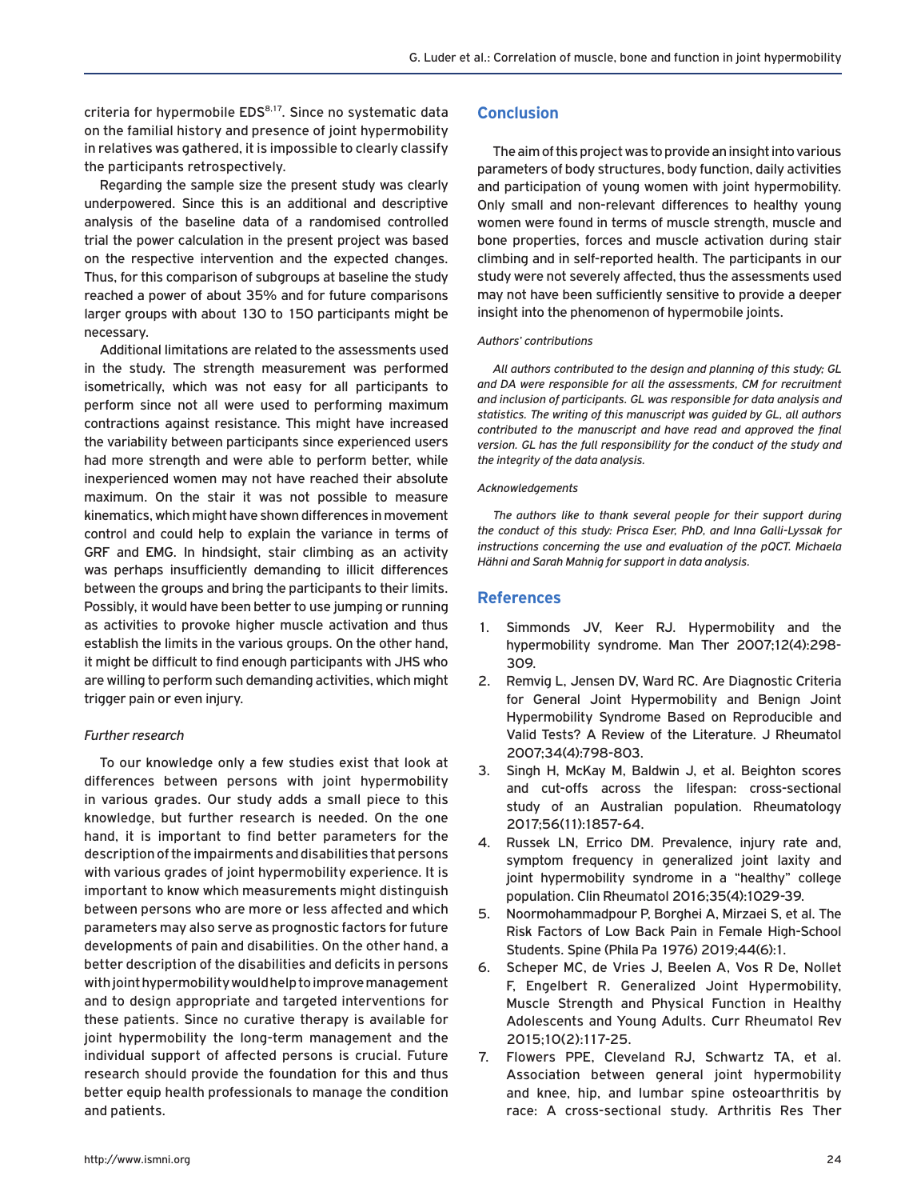criteria for hypermobile EDS[8,17]. Since no systematic data on the familial history and presence of joint hypermobility in relatives was gathered, it is impossible to clearly classify the participants retrospectively.

Regarding the sample size the present study was clearly underpowered. Since this is an additional and descriptive analysis of the baseline data of a randomised controlled trial the power calculation in the present project was based on the respective intervention and the expected changes. Thus, for this comparison of subgroups at baseline the study reached a power of about 35% and for future comparisons larger groups with about 130 to 150 participants might be necessary.

Additional limitations are related to the assessments used in the study. The strength measurement was performed isometrically, which was not easy for all participants to perform since not all were used to performing maximum contractions against resistance. This might have increased the variability between participants since experienced users had more strength and were able to perform better, while inexperienced women may not have reached their absolute maximum. On the stair it was not possible to measure kinematics, which might have shown differences in movement control and could help to explain the variance in terms of GRF and EMG. In hindsight, stair climbing as an activity was perhaps insufficiently demanding to illicit differences between the groups and bring the participants to their limits. Possibly, it would have been better to use jumping or running as activities to provoke higher muscle activation and thus establish the limits in the various groups. On the other hand, it might be difficult to find enough participants with JHS who are willing to perform such demanding activities, which might trigger pain or even injury.

### *Further research*

To our knowledge only a few studies exist that look at differences between persons with joint hypermobility in various grades. Our study adds a small piece to this knowledge, but further research is needed. On the one hand, it is important to find better parameters for the description of the impairments and disabilities that persons with various grades of joint hypermobility experience. It is important to know which measurements might distinguish between persons who are more or less affected and which parameters may also serve as prognostic factors for future developments of pain and disabilities. On the other hand, a better description of the disabilities and deficits in persons with joint hypermobility would help to improve management and to design appropriate and targeted interventions for these patients. Since no curative therapy is available for joint hypermobility the long-term management and the individual support of affected persons is crucial. Future research should provide the foundation for this and thus better equip health professionals to manage the condition and patients.

## Conclusion

The aim of this project was to provide an insight into various parameters of body structures, body function, daily activities and participation of young women with joint hypermobility. Only small and non-relevant differences to healthy young women were found in terms of muscle strength, muscle and bone properties, forces and muscle activation during stair climbing and in self-reported health. The participants in our study were not severely affected, thus the assessments used may not have been sufficiently sensitive to provide a deeper insight into the phenomenon of hypermobile joints.

*Authors' contributions*

*All authors contributed to the design and planning of this study; GL and DA were responsible for all the assessments, CM for recruitment and inclusion of participants. GL was responsible for data analysis and statistics. The writing of this manuscript was guided by GL, all authors contributed to the manuscript and have read and approved the final version. GL has the full responsibility for the conduct of the study and the integrity of the data analysis.*

*Acknowledgements*

*The authors like to thank several people for their support during the conduct of this study: Prisca Eser, PhD, and Inna Galli-Lyssak for instructions concerning the use and evaluation of the pQCT. Michaela Hähni and Sarah Mahnig for support in data analysis.*

## References

1. Simmonds JV, Keer RJ. Hypermobility and the hypermobility syndrome. Man Ther 2007;12(4):298-309.
2. Remvig L, Jensen DV, Ward RC. Are Diagnostic Criteria for General Joint Hypermobility and Benign Joint Hypermobility Syndrome Based on Reproducible and Valid Tests? A Review of the Literature. J Rheumatol 2007;34(4):798-803.
3. Singh H, McKay M, Baldwin J, et al. Beighton scores and cut-offs across the lifespan: cross-sectional study of an Australian population. Rheumatology 2017;56(11):1857-64.
4. Russek LN, Errico DM. Prevalence, injury rate and, symptom frequency in generalized joint laxity and joint hypermobility syndrome in a "healthy" college population. Clin Rheumatol 2016;35(4):1029-39.
5. Noormohammadpour P, Borghei A, Mirzaei S, et al. The Risk Factors of Low Back Pain in Female High-School Students. Spine (Phila Pa 1976) 2019;44(6):1.
6. Scheper MC, de Vries J, Beelen A, Vos R De, Nollet F, Engelbert R. Generalized Joint Hypermobility, Muscle Strength and Physical Function in Healthy Adolescents and Young Adults. Curr Rheumatol Rev 2015;10(2):117-25.
7. Flowers PPE, Cleveland RJ, Schwartz TA, et al. Association between general joint hypermobility and knee, hip, and lumbar spine osteoarthritis by race: A cross-sectional study. Arthritis Res Ther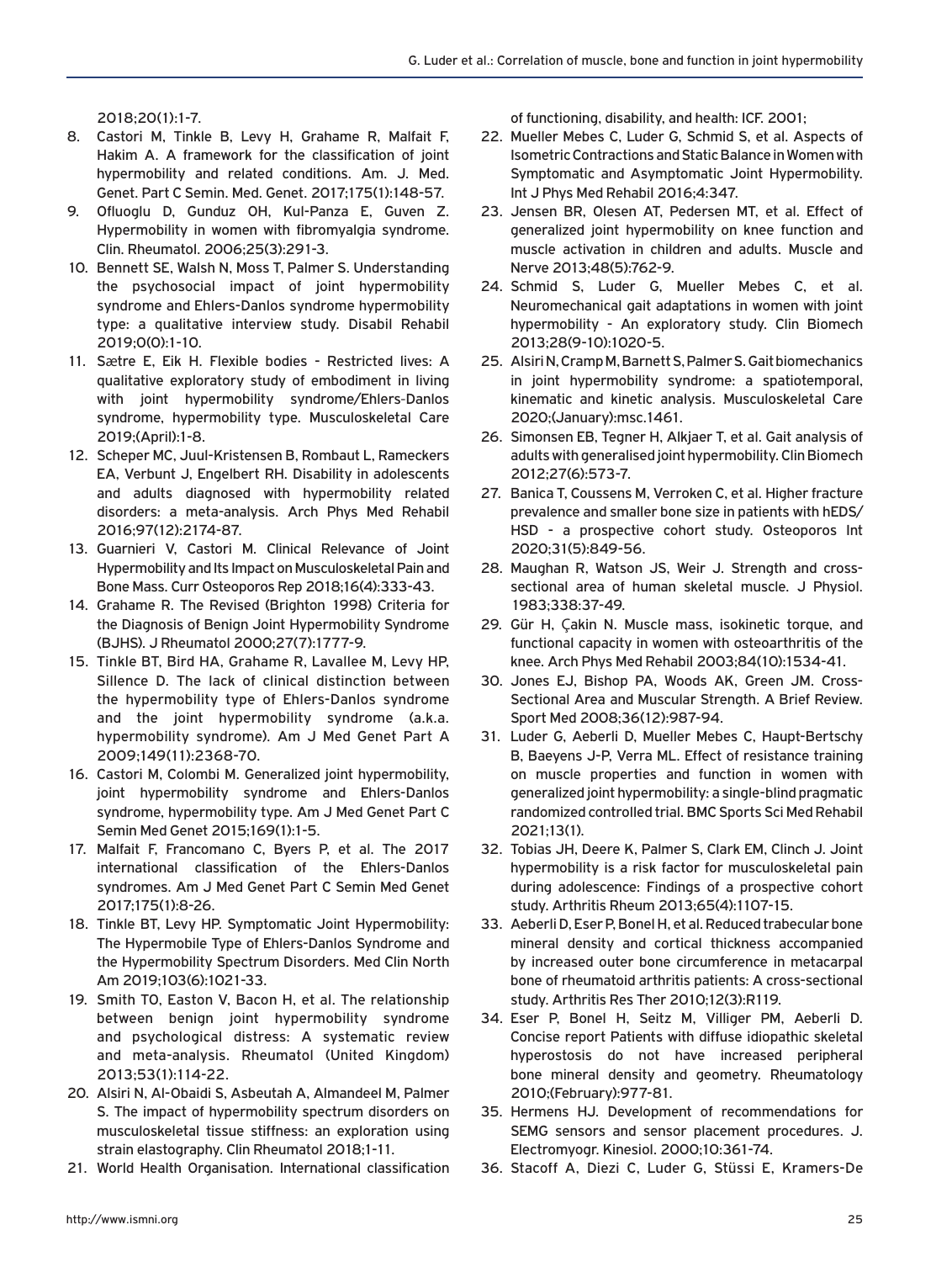2018;20(1):1-7.

8. Castori M, Tinkle B, Levy H, Grahame R, Malfait F, Hakim A. A framework for the classification of joint hypermobility and related conditions. Am. J. Med. Genet. Part C Semin. Med. Genet. 2017;175(1):148-57.
9. Ofluoglu D, Gunduz OH, Kul-Panza E, Guven Z. Hypermobility in women with fibromyalgia syndrome. Clin. Rheumatol. 2006;25(3):291-3.
10. Bennett SE, Walsh N, Moss T, Palmer S. Understanding the psychosocial impact of joint hypermobility syndrome and Ehlers-Danlos syndrome hypermobility type: a qualitative interview study. Disabil Rehabil 2019;0(0):1-10.
11. Sætre E, Eik H. Flexible bodies - Restricted lives: A qualitative exploratory study of embodiment in living with joint hypermobility syndrome/Ehlers-Danlos syndrome, hypermobility type. Musculoskeletal Care 2019;(April):1-8.
12. Scheper MC, Juul-Kristensen B, Rombaut L, Rameckers EA, Verbunt J, Engelbert RH. Disability in adolescents and adults diagnosed with hypermobility related disorders: a meta-analysis. Arch Phys Med Rehabil 2016;97(12):2174-87.
13. Guarnieri V, Castori M. Clinical Relevance of Joint Hypermobility and Its Impact on Musculoskeletal Pain and Bone Mass. Curr Osteoporos Rep 2018;16(4):333-43.
14. Grahame R. The Revised (Brighton 1998) Criteria for the Diagnosis of Benign Joint Hypermobility Syndrome (BJHS). J Rheumatol 2000;27(7):1777-9.
15. Tinkle BT, Bird HA, Grahame R, Lavallee M, Levy HP, Sillence D. The lack of clinical distinction between the hypermobility type of Ehlers-Danlos syndrome and the joint hypermobility syndrome (a.k.a. hypermobility syndrome). Am J Med Genet Part A 2009;149(11):2368-70.
16. Castori M, Colombi M. Generalized joint hypermobility, joint hypermobility syndrome and Ehlers-Danlos syndrome, hypermobility type. Am J Med Genet Part C Semin Med Genet 2015;169(1):1-5.
17. Malfait F, Francomano C, Byers P, et al. The 2017 international classification of the Ehlers-Danlos syndromes. Am J Med Genet Part C Semin Med Genet 2017;175(1):8-26.
18. Tinkle BT, Levy HP. Symptomatic Joint Hypermobility: The Hypermobile Type of Ehlers-Danlos Syndrome and the Hypermobility Spectrum Disorders. Med Clin North Am 2019;103(6):1021-33.
19. Smith TO, Easton V, Bacon H, et al. The relationship between benign joint hypermobility syndrome and psychological distress: A systematic review and meta-analysis. Rheumatol (United Kingdom) 2013;53(1):114-22.
20. Alsiri N, Al-Obaidi S, Asbeutah A, Almandeel M, Palmer S. The impact of hypermobility spectrum disorders on musculoskeletal tissue stiffness: an exploration using strain elastography. Clin Rheumatol 2018;1-11.
21. World Health Organisation. International classification of functioning, disability, and health: ICF. 2001;
22. Mueller Mebes C, Luder G, Schmid S, et al. Aspects of Isometric Contractions and Static Balance in Women with Symptomatic and Asymptomatic Joint Hypermobility. Int J Phys Med Rehabil 2016;4:347.
23. Jensen BR, Olesen AT, Pedersen MT, et al. Effect of generalized joint hypermobility on knee function and muscle activation in children and adults. Muscle and Nerve 2013;48(5):762-9.
24. Schmid S, Luder G, Mueller Mebes C, et al. Neuromechanical gait adaptations in women with joint hypermobility - An exploratory study. Clin Biomech 2013;28(9-10):1020-5.
25. Alsiri N, Cramp M, Barnett S, Palmer S. Gait biomechanics in joint hypermobility syndrome: a spatiotemporal, kinematic and kinetic analysis. Musculoskeletal Care 2020;(January):msc.1461.
26. Simonsen EB, Tegner H, Alkjaer T, et al. Gait analysis of adults with generalised joint hypermobility. Clin Biomech 2012;27(6):573-7.
27. Banica T, Coussens M, Verroken C, et al. Higher fracture prevalence and smaller bone size in patients with hEDS/HSD - a prospective cohort study. Osteoporos Int 2020;31(5):849-56.
28. Maughan R, Watson JS, Weir J. Strength and cross-sectional area of human skeletal muscle. J Physiol. 1983;338:37-49.
29. Gür H, Çakin N. Muscle mass, isokinetic torque, and functional capacity in women with osteoarthritis of the knee. Arch Phys Med Rehabil 2003;84(10):1534-41.
30. Jones EJ, Bishop PA, Woods AK, Green JM. Cross-Sectional Area and Muscular Strength. A Brief Review. Sport Med 2008;36(12):987-94.
31. Luder G, Aeberli D, Mueller Mebes C, Haupt-Bertschy B, Baeyens J-P, Verra ML. Effect of resistance training on muscle properties and function in women with generalized joint hypermobility: a single-blind pragmatic randomized controlled trial. BMC Sports Sci Med Rehabil 2021;13(1).
32. Tobias JH, Deere K, Palmer S, Clark EM, Clinch J. Joint hypermobility is a risk factor for musculoskeletal pain during adolescence: Findings of a prospective cohort study. Arthritis Rheum 2013;65(4):1107-15.
33. Aeberli D, Eser P, Bonel H, et al. Reduced trabecular bone mineral density and cortical thickness accompanied by increased outer bone circumference in metacarpal bone of rheumatoid arthritis patients: A cross-sectional study. Arthritis Res Ther 2010;12(3):R119.
34. Eser P, Bonel H, Seitz M, Villiger PM, Aeberli D. Concise report Patients with diffuse idiopathic skeletal hyperostosis do not have increased peripheral bone mineral density and geometry. Rheumatology 2010;(February):977-81.
35. Hermens HJ. Development of recommendations for SEMG sensors and sensor placement procedures. J. Electromyogr. Kinesiol. 2000;10:361-74.
36. Stacoff A, Diezi C, Luder G, Stüssi E, Kramers-De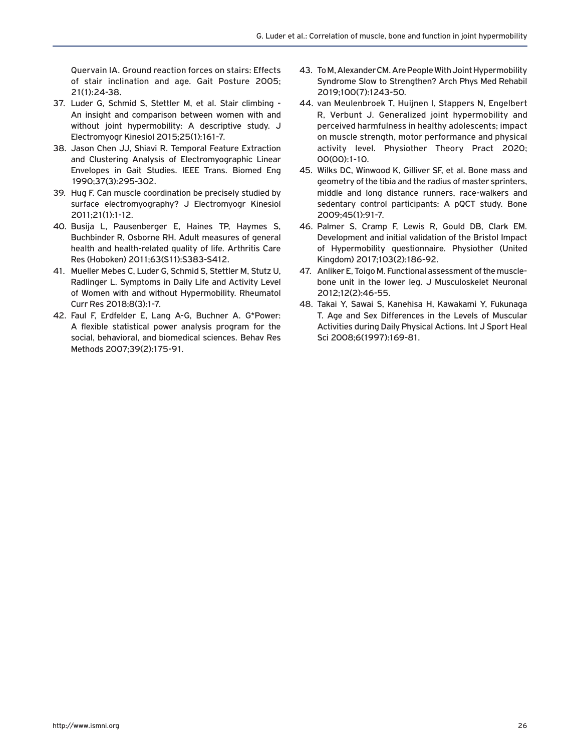Quervain IA. Ground reaction forces on stairs: Effects of stair inclination and age. Gait Posture 2005; 21(1):24-38.

37. Luder G, Schmid S, Stettler M, et al. Stair climbing - An insight and comparison between women with and without joint hypermobility: A descriptive study. J Electromyogr Kinesiol 2015;25(1):161-7.
38. Jason Chen JJ, Shiavi R. Temporal Feature Extraction and Clustering Analysis of Electromyographic Linear Envelopes in Gait Studies. IEEE Trans. Biomed Eng 1990;37(3):295-302.
39. Hug F. Can muscle coordination be precisely studied by surface electromyography? J Electromyogr Kinesiol 2011;21(1):1-12.
40. Busija L, Pausenberger E, Haines TP, Haymes S, Buchbinder R, Osborne RH. Adult measures of general health and health-related quality of life. Arthritis Care Res (Hoboken) 2011;63(S11):S383-S412.
41. Mueller Mebes C, Luder G, Schmid S, Stettler M, Stutz U, Radlinger L. Symptoms in Daily Life and Activity Level of Women with and without Hypermobility. Rheumatol Curr Res 2018;8(3):1-7.
42. Faul F, Erdfelder E, Lang A-G, Buchner A. G*Power: A flexible statistical power analysis program for the social, behavioral, and biomedical sciences. Behav Res Methods 2007;39(2):175-91.
43. To M, Alexander CM. Are People With Joint Hypermobility Syndrome Slow to Strengthen? Arch Phys Med Rehabil 2019;100(7):1243-50.
44. van Meulenbroek T, Huijnen I, Stappers N, Engelbert R, Verbunt J. Generalized joint hypermobility and perceived harmfulness in healthy adolescents; impact on muscle strength, motor performance and physical activity level. Physiother Theory Pract 2020; 00(00):1-10.
45. Wilks DC, Winwood K, Gilliver SF, et al. Bone mass and geometry of the tibia and the radius of master sprinters, middle and long distance runners, race-walkers and sedentary control participants: A pQCT study. Bone 2009;45(1):91-7.
46. Palmer S, Cramp F, Lewis R, Gould DB, Clark EM. Development and initial validation of the Bristol Impact of Hypermobility questionnaire. Physiother (United Kingdom) 2017;103(2):186-92.
47. Anliker E, Toigo M. Functional assessment of the muscle-bone unit in the lower leg. J Musculoskelet Neuronal 2012;12(2):46-55.
48. Takai Y, Sawai S, Kanehisa H, Kawakami Y, Fukunaga T. Age and Sex Differences in the Levels of Muscular Activities during Daily Physical Actions. Int J Sport Heal Sci 2008;6(1997):169-81.